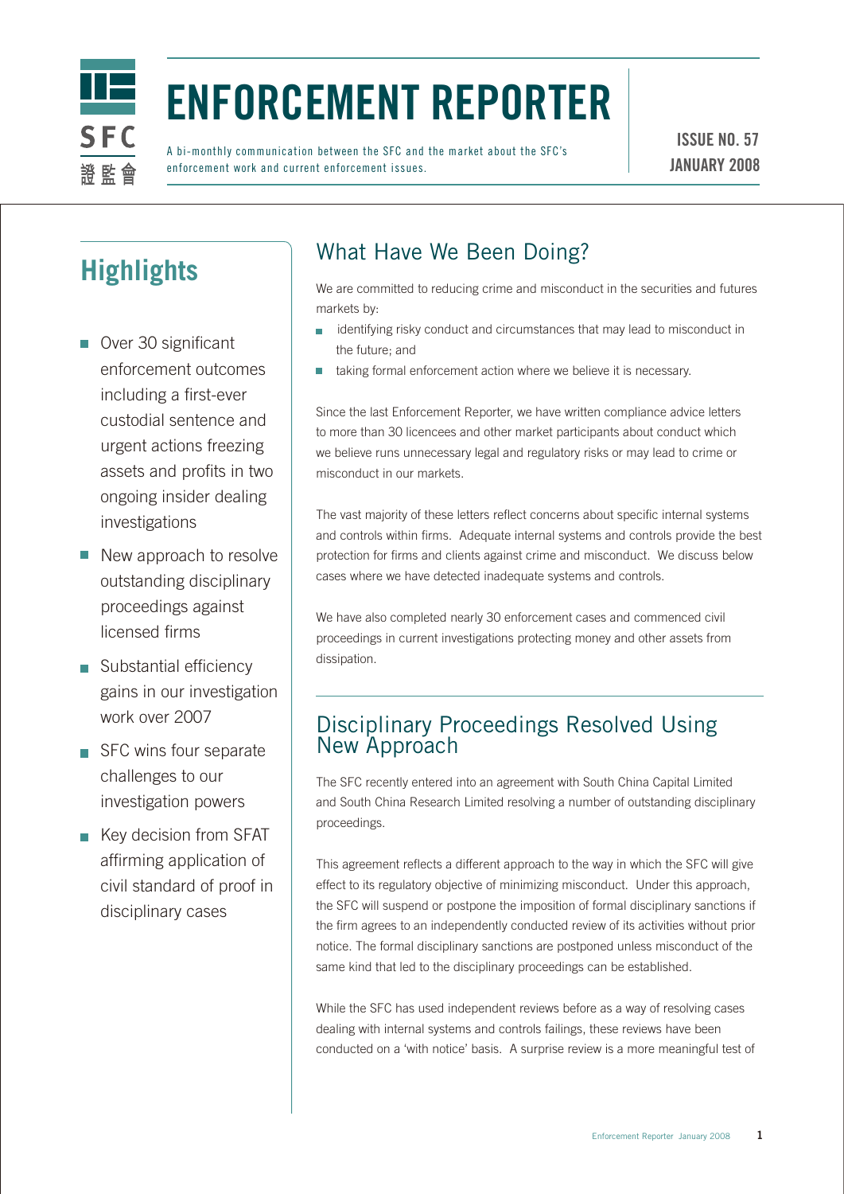# ENFORCEMENT REPORTER

A bi-monthly communication between the SFC and the market about the SFC's enforcement work and current enforcement issues.

**ISSUE NO. 57**
**JANUARY 2008**

## Highlights

- Over 30 significant enforcement outcomes including a first-ever custodial sentence and urgent actions freezing assets and profits in two ongoing insider dealing investigations
- New approach to resolve outstanding disciplinary proceedings against licensed firms
- Substantial efficiency gains in our investigation work over 2007
- SFC wins four separate challenges to our investigation powers
- Key decision from SFAT affirming application of civil standard of proof in disciplinary cases

## What Have We Been Doing?

We are committed to reducing crime and misconduct in the securities and futures markets by:

- identifying risky conduct and circumstances that may lead to misconduct in the future; and
- taking formal enforcement action where we believe it is necessary.

Since the last Enforcement Reporter, we have written compliance advice letters to more than 30 licencees and other market participants about conduct which we believe runs unnecessary legal and regulatory risks or may lead to crime or misconduct in our markets.

The vast majority of these letters reflect concerns about specific internal systems and controls within firms. Adequate internal systems and controls provide the best protection for firms and clients against crime and misconduct. We discuss below cases where we have detected inadequate systems and controls.

We have also completed nearly 30 enforcement cases and commenced civil proceedings in current investigations protecting money and other assets from dissipation.

## Disciplinary Proceedings Resolved Using New Approach

The SFC recently entered into an agreement with South China Capital Limited and South China Research Limited resolving a number of outstanding disciplinary proceedings.

This agreement reflects a different approach to the way in which the SFC will give effect to its regulatory objective of minimizing misconduct. Under this approach, the SFC will suspend or postpone the imposition of formal disciplinary sanctions if the firm agrees to an independently conducted review of its activities without prior notice. The formal disciplinary sanctions are postponed unless misconduct of the same kind that led to the disciplinary proceedings can be established.

While the SFC has used independent reviews before as a way of resolving cases dealing with internal systems and controls failings, these reviews have been conducted on a 'with notice' basis. A surprise review is a more meaningful test of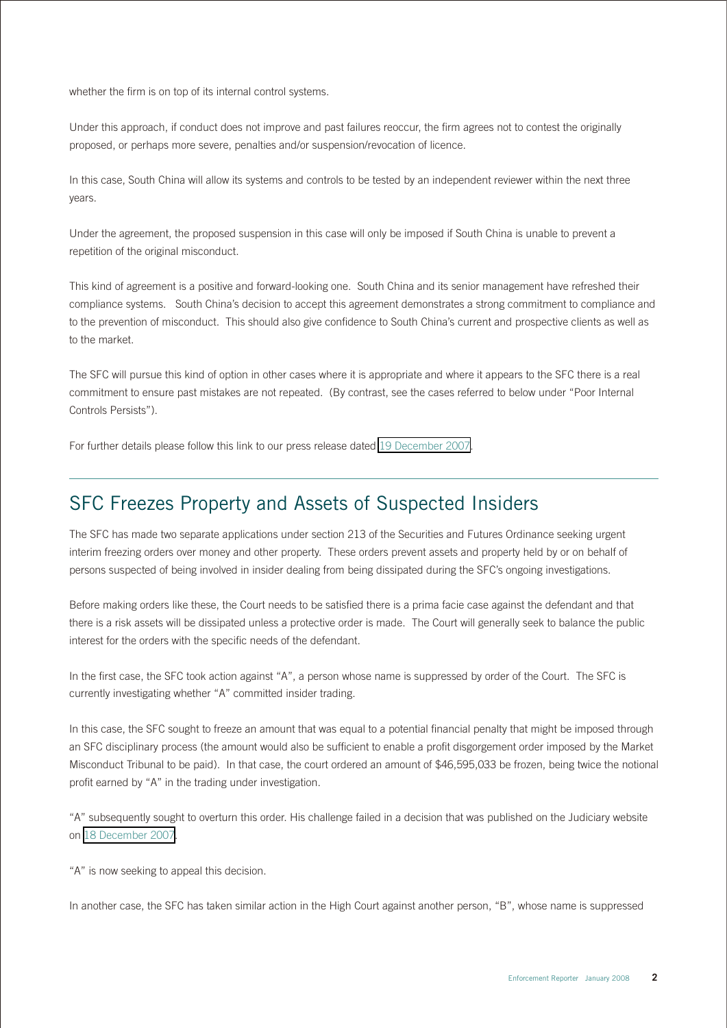whether the firm is on top of its internal control systems.

Under this approach, if conduct does not improve and past failures reoccur, the firm agrees not to contest the originally proposed, or perhaps more severe, penalties and/or suspension/revocation of licence.

In this case, South China will allow its systems and controls to be tested by an independent reviewer within the next three years.

Under the agreement, the proposed suspension in this case will only be imposed if South China is unable to prevent a repetition of the original misconduct.

This kind of agreement is a positive and forward-looking one. South China and its senior management have refreshed their compliance systems. South China's decision to accept this agreement demonstrates a strong commitment to compliance and to the prevention of misconduct. This should also give confidence to South China's current and prospective clients as well as to the market.

The SFC will pursue this kind of option in other cases where it is appropriate and where it appears to the SFC there is a real commitment to ensure past mistakes are not repeated. (By contrast, see the cases referred to below under "Poor Internal Controls Persists").

For further details please follow this link to our press release dated 19 December 2007.

## SFC Freezes Property and Assets of Suspected Insiders

The SFC has made two separate applications under section 213 of the Securities and Futures Ordinance seeking urgent interim freezing orders over money and other property. These orders prevent assets and property held by or on behalf of persons suspected of being involved in insider dealing from being dissipated during the SFC's ongoing investigations.

Before making orders like these, the Court needs to be satisfied there is a prima facie case against the defendant and that there is a risk assets will be dissipated unless a protective order is made. The Court will generally seek to balance the public interest for the orders with the specific needs of the defendant.

In the first case, the SFC took action against "A", a person whose name is suppressed by order of the Court. The SFC is currently investigating whether "A" committed insider trading.

In this case, the SFC sought to freeze an amount that was equal to a potential financial penalty that might be imposed through an SFC disciplinary process (the amount would also be sufficient to enable a profit disgorgement order imposed by the Market Misconduct Tribunal to be paid). In that case, the court ordered an amount of $46,595,033 be frozen, being twice the notional profit earned by "A" in the trading under investigation.

"A" subsequently sought to overturn this order. His challenge failed in a decision that was published on the Judiciary website on 18 December 2007.

"A" is now seeking to appeal this decision.

In another case, the SFC has taken similar action in the High Court against another person, "B", whose name is suppressed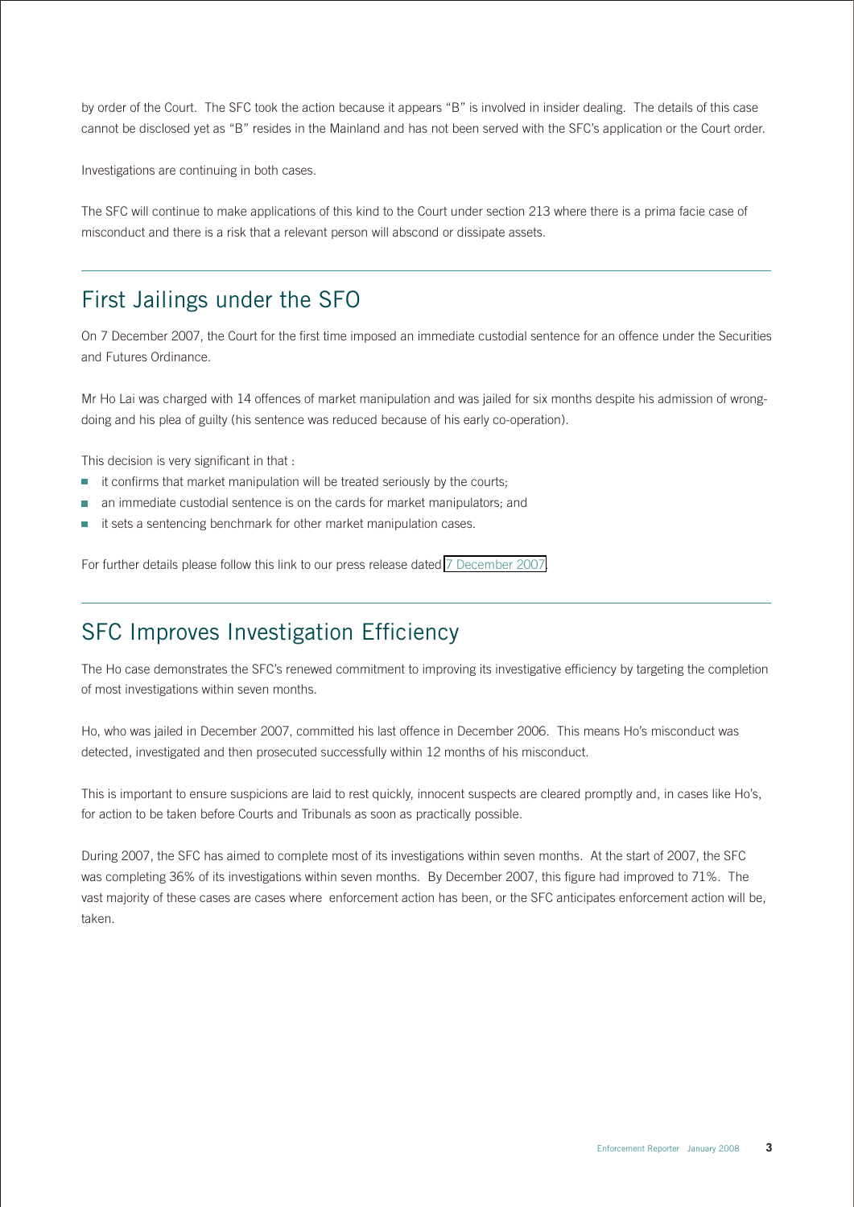by order of the Court. The SFC took the action because it appears "B" is involved in insider dealing. The details of this case cannot be disclosed yet as "B" resides in the Mainland and has not been served with the SFC's application or the Court order.

Investigations are continuing in both cases.

The SFC will continue to make applications of this kind to the Court under section 213 where there is a prima facie case of misconduct and there is a risk that a relevant person will abscond or dissipate assets.

## First Jailings under the SFO

On 7 December 2007, the Court for the first time imposed an immediate custodial sentence for an offence under the Securities and Futures Ordinance.

Mr Ho Lai was charged with 14 offences of market manipulation and was jailed for six months despite his admission of wrong-doing and his plea of guilty (his sentence was reduced because of his early co-operation).

This decision is very significant in that :

- it confirms that market manipulation will be treated seriously by the courts;
- an immediate custodial sentence is on the cards for market manipulators; and
- it sets a sentencing benchmark for other market manipulation cases.

For further details please follow this link to our press release dated 7 December 2007.

## SFC Improves Investigation Efficiency

The Ho case demonstrates the SFC's renewed commitment to improving its investigative efficiency by targeting the completion of most investigations within seven months.

Ho, who was jailed in December 2007, committed his last offence in December 2006. This means Ho's misconduct was detected, investigated and then prosecuted successfully within 12 months of his misconduct.

This is important to ensure suspicions are laid to rest quickly, innocent suspects are cleared promptly and, in cases like Ho's, for action to be taken before Courts and Tribunals as soon as practically possible.

During 2007, the SFC has aimed to complete most of its investigations within seven months. At the start of 2007, the SFC was completing 36% of its investigations within seven months. By December 2007, this figure had improved to 71%. The vast majority of these cases are cases where enforcement action has been, or the SFC anticipates enforcement action will be, taken.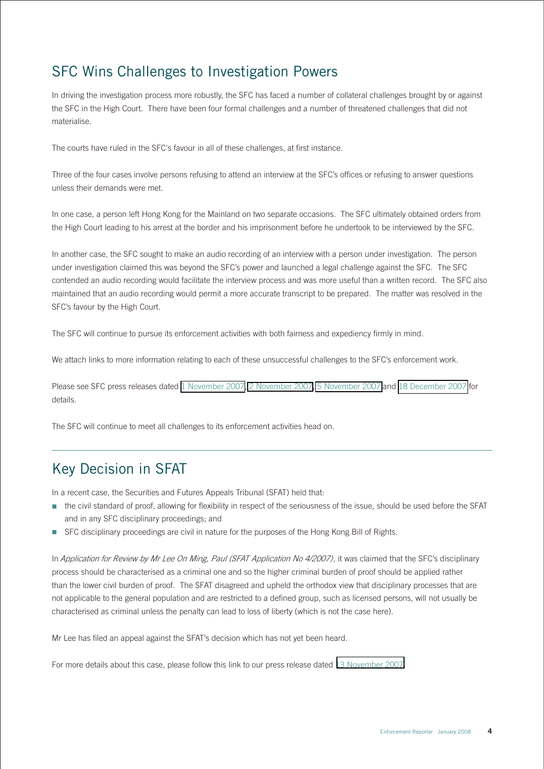## SFC Wins Challenges to Investigation Powers

In driving the investigation process more robustly, the SFC has faced a number of collateral challenges brought by or against the SFC in the High Court. There have been four formal challenges and a number of threatened challenges that did not materialise.

The courts have ruled in the SFC's favour in all of these challenges, at first instance.

Three of the four cases involve persons refusing to attend an interview at the SFC's offices or refusing to answer questions unless their demands were met.

In one case, a person left Hong Kong for the Mainland on two separate occasions. The SFC ultimately obtained orders from the High Court leading to his arrest at the border and his imprisonment before he undertook to be interviewed by the SFC.

In another case, the SFC sought to make an audio recording of an interview with a person under investigation. The person under investigation claimed this was beyond the SFC's power and launched a legal challenge against the SFC. The SFC contended an audio recording would facilitate the interview process and was more useful than a written record. The SFC also maintained that an audio recording would permit a more accurate transcript to be prepared. The matter was resolved in the SFC's favour by the High Court.

The SFC will continue to pursue its enforcement activities with both fairness and expediency firmly in mind.

We attach links to more information relating to each of these unsuccessful challenges to the SFC's enforcement work.

Please see SFC press releases dated 1 November 2007, 2 November 2007, 5 November 2007 and 18 December 2007 for details.

The SFC will continue to meet all challenges to its enforcement activities head on.

## Key Decision in SFAT

In a recent case, the Securities and Futures Appeals Tribunal (SFAT) held that:

- the civil standard of proof, allowing for flexibility in respect of the seriousness of the issue, should be used before the SFAT and in any SFC disciplinary proceedings; and
- SFC disciplinary proceedings are civil in nature for the purposes of the Hong Kong Bill of Rights.

In *Application for Review by Mr Lee On Ming, Paul (SFAT Application No 4/2007)*, it was claimed that the SFC's disciplinary process should be characterised as a criminal one and so the higher criminal burden of proof should be applied rather than the lower civil burden of proof. The SFAT disagreed and upheld the orthodox view that disciplinary processes that are not applicable to the general population and are restricted to a defined group, such as licensed persons, will not usually be characterised as criminal unless the penalty can lead to loss of liberty (which is not the case here).

Mr Lee has filed an appeal against the SFAT's decision which has not yet been heard.

For more details about this case, please follow this link to our press release dated 13 November 2007.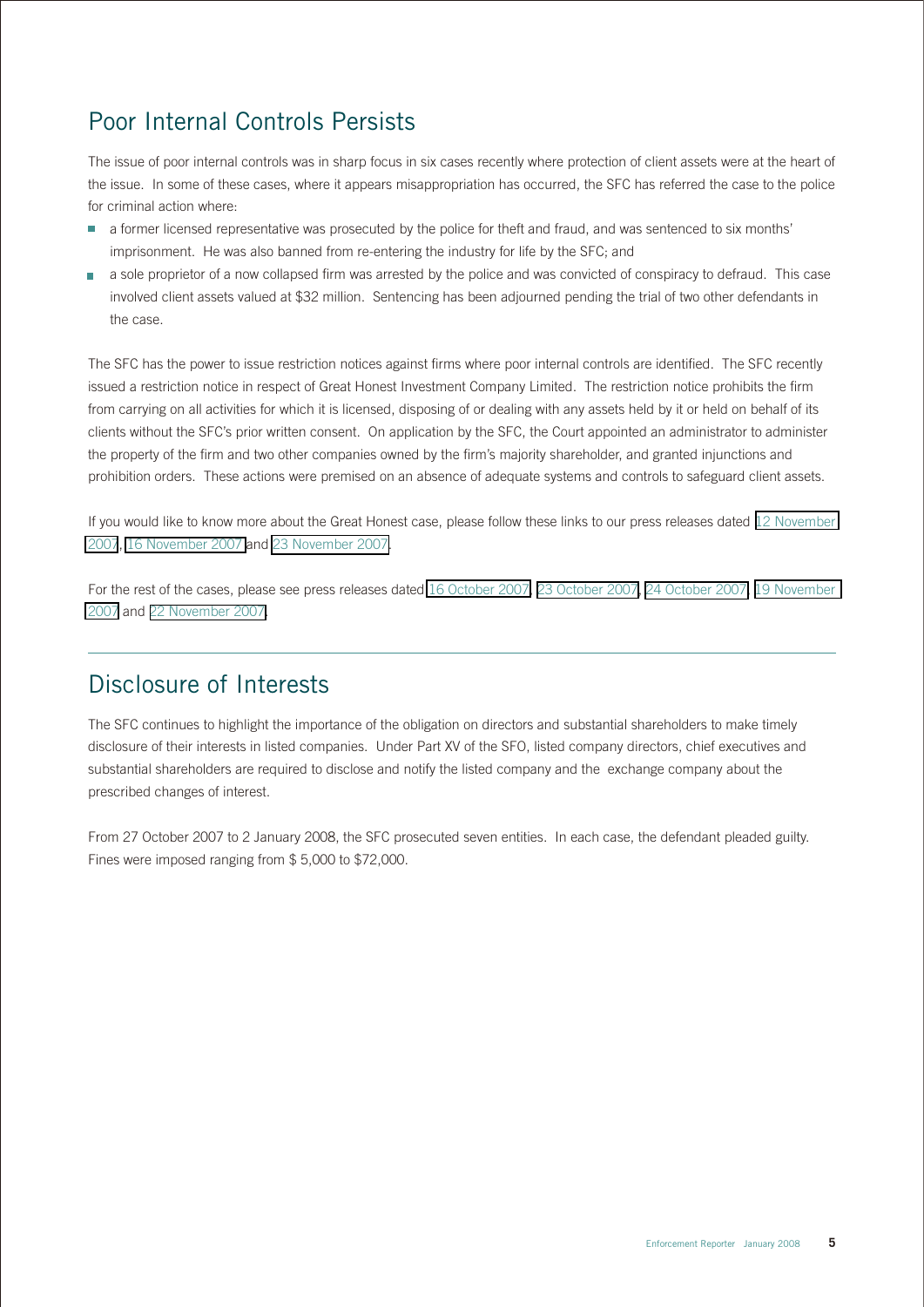## Poor Internal Controls Persists

The issue of poor internal controls was in sharp focus in six cases recently where protection of client assets were at the heart of the issue. In some of these cases, where it appears misappropriation has occurred, the SFC has referred the case to the police for criminal action where:

- a former licensed representative was prosecuted by the police for theft and fraud, and was sentenced to six months' imprisonment. He was also banned from re-entering the industry for life by the SFC; and
- a sole proprietor of a now collapsed firm was arrested by the police and was convicted of conspiracy to defraud. This case involved client assets valued at $32 million. Sentencing has been adjourned pending the trial of two other defendants in the case.

The SFC has the power to issue restriction notices against firms where poor internal controls are identified. The SFC recently issued a restriction notice in respect of Great Honest Investment Company Limited. The restriction notice prohibits the firm from carrying on all activities for which it is licensed, disposing of or dealing with any assets held by it or held on behalf of its clients without the SFC's prior written consent. On application by the SFC, the Court appointed an administrator to administer the property of the firm and two other companies owned by the firm's majority shareholder, and granted injunctions and prohibition orders. These actions were premised on an absence of adequate systems and controls to safeguard client assets.

If you would like to know more about the Great Honest case, please follow these links to our press releases dated 12 November 2007, 16 November 2007 and 23 November 2007.

For the rest of the cases, please see press releases dated 16 October 2007, 23 October 2007, 24 October 2007, 19 November 2007 and 22 November 2007.

## Disclosure of Interests

The SFC continues to highlight the importance of the obligation on directors and substantial shareholders to make timely disclosure of their interests in listed companies. Under Part XV of the SFO, listed company directors, chief executives and substantial shareholders are required to disclose and notify the listed company and the exchange company about the prescribed changes of interest.

From 27 October 2007 to 2 January 2008, the SFC prosecuted seven entities. In each case, the defendant pleaded guilty. Fines were imposed ranging from $ 5,000 to $72,000.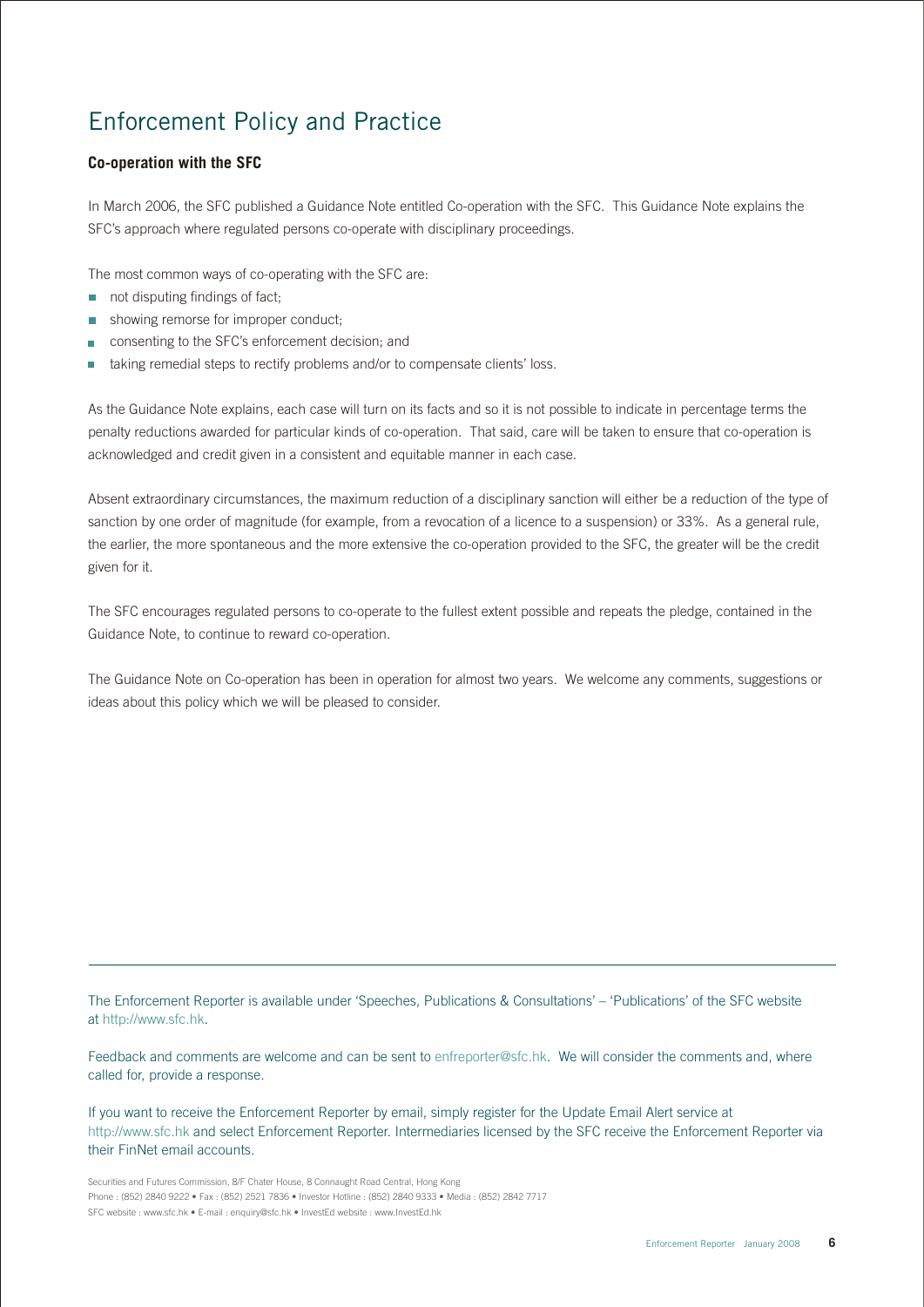# Enforcement Policy and Practice

**Co-operation with the SFC**

In March 2006, the SFC published a Guidance Note entitled Co-operation with the SFC. This Guidance Note explains the SFC's approach where regulated persons co-operate with disciplinary proceedings.

The most common ways of co-operating with the SFC are:

- not disputing findings of fact;
- showing remorse for improper conduct;
- consenting to the SFC's enforcement decision; and
- taking remedial steps to rectify problems and/or to compensate clients' loss.

As the Guidance Note explains, each case will turn on its facts and so it is not possible to indicate in percentage terms the penalty reductions awarded for particular kinds of co-operation. That said, care will be taken to ensure that co-operation is acknowledged and credit given in a consistent and equitable manner in each case.

Absent extraordinary circumstances, the maximum reduction of a disciplinary sanction will either be a reduction of the type of sanction by one order of magnitude (for example, from a revocation of a licence to a suspension) or 33%. As a general rule, the earlier, the more spontaneous and the more extensive the co-operation provided to the SFC, the greater will be the credit given for it.

The SFC encourages regulated persons to co-operate to the fullest extent possible and repeats the pledge, contained in the Guidance Note, to continue to reward co-operation.

The Guidance Note on Co-operation has been in operation for almost two years. We welcome any comments, suggestions or ideas about this policy which we will be pleased to consider.

---

The Enforcement Reporter is available under 'Speeches, Publications & Consultations' – 'Publications' of the SFC website at http://www.sfc.hk.

Feedback and comments are welcome and can be sent to enfreporter@sfc.hk. We will consider the comments and, where called for, provide a response.

If you want to receive the Enforcement Reporter by email, simply register for the Update Email Alert service at http://www.sfc.hk and select Enforcement Reporter. Intermediaries licensed by the SFC receive the Enforcement Reporter via their FinNet email accounts.

Securities and Futures Commission, 8/F Chater House, 8 Connaught Road Central, Hong Kong
Phone : (852) 2840 9222 • Fax : (852) 2521 7836 • Investor Hotline : (852) 2840 9333 • Media : (852) 2842 7717
SFC website : www.sfc.hk • E-mail : enquiry@sfc.hk • InvestEd website : www.InvestEd.hk